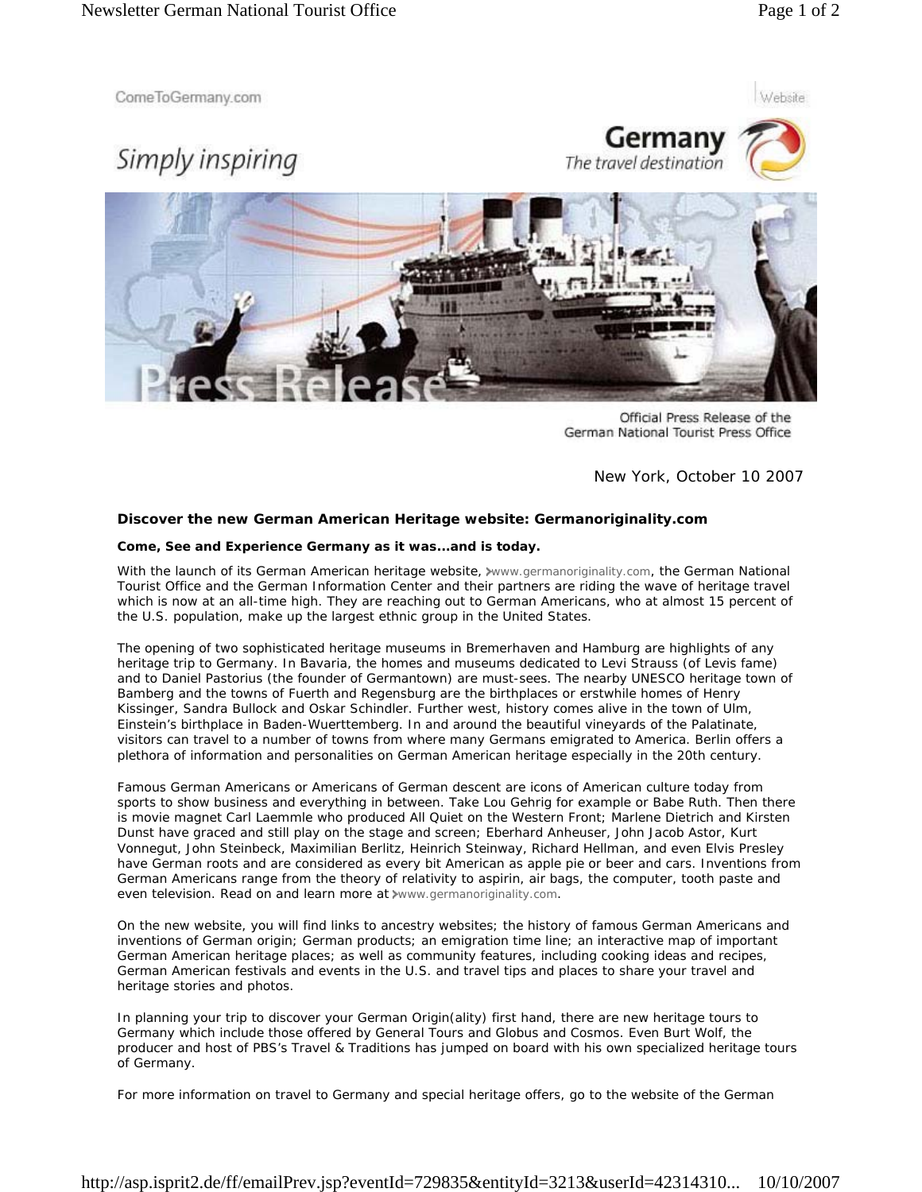ComeToGermany.com

Website

*Simply inspiring*

**Germany**
*The travel destination*

Official Press Release of the German National Tourist Press Office

New York, October 10 2007

### Discover the new German American Heritage website: Germanoriginality.com

**Come, See and Experience Germany as it was...and is today.**

With the launch of its German American heritage website, www.germanoriginality.com, the German National Tourist Office and the German Information Center and their partners are riding the wave of heritage travel which is now at an all-time high. They are reaching out to German Americans, who at almost 15 percent of the U.S. population, make up the largest ethnic group in the United States.

The opening of two sophisticated heritage museums in Bremerhaven and Hamburg are highlights of any heritage trip to Germany. In Bavaria, the homes and museums dedicated to Levi Strauss (of Levis fame) and to Daniel Pastorius (the founder of Germantown) are must-sees. The nearby UNESCO heritage town of Bamberg and the towns of Fuerth and Regensburg are the birthplaces or erstwhile homes of Henry Kissinger, Sandra Bullock and Oskar Schindler. Further west, history comes alive in the town of Ulm, Einstein's birthplace in Baden-Wuerttemberg. In and around the beautiful vineyards of the Palatinate, visitors can travel to a number of towns from where many Germans emigrated to America. Berlin offers a plethora of information and personalities on German American heritage especially in the 20th century.

Famous German Americans or Americans of German descent are icons of American culture today from sports to show business and everything in between. Take Lou Gehrig for example or Babe Ruth. Then there is movie magnet Carl Laemmle who produced All Quiet on the Western Front; Marlene Dietrich and Kirsten Dunst have graced and still play on the stage and screen; Eberhard Anheuser, John Jacob Astor, Kurt Vonnegut, John Steinbeck, Maximilian Berlitz, Heinrich Steinway, Richard Hellman, and even Elvis Presley have German roots and are considered as every bit American as apple pie or beer and cars. Inventions from German Americans range from the theory of relativity to aspirin, air bags, the computer, tooth paste and even television. Read on and learn more at www.germanoriginality.com.

On the new website, you will find links to ancestry websites; the history of famous German Americans and inventions of German origin; German products; an emigration time line; an interactive map of important German American heritage places; as well as community features, including cooking ideas and recipes, German American festivals and events in the U.S. and travel tips and places to share your travel and heritage stories and photos.

In planning your trip to discover your German Origin(ality) first hand, there are new heritage tours to Germany which include those offered by General Tours and Globus and Cosmos. Even Burt Wolf, the producer and host of PBS's Travel & Traditions has jumped on board with his own specialized heritage tours of Germany.

For more information on travel to Germany and special heritage offers, go to the website of the German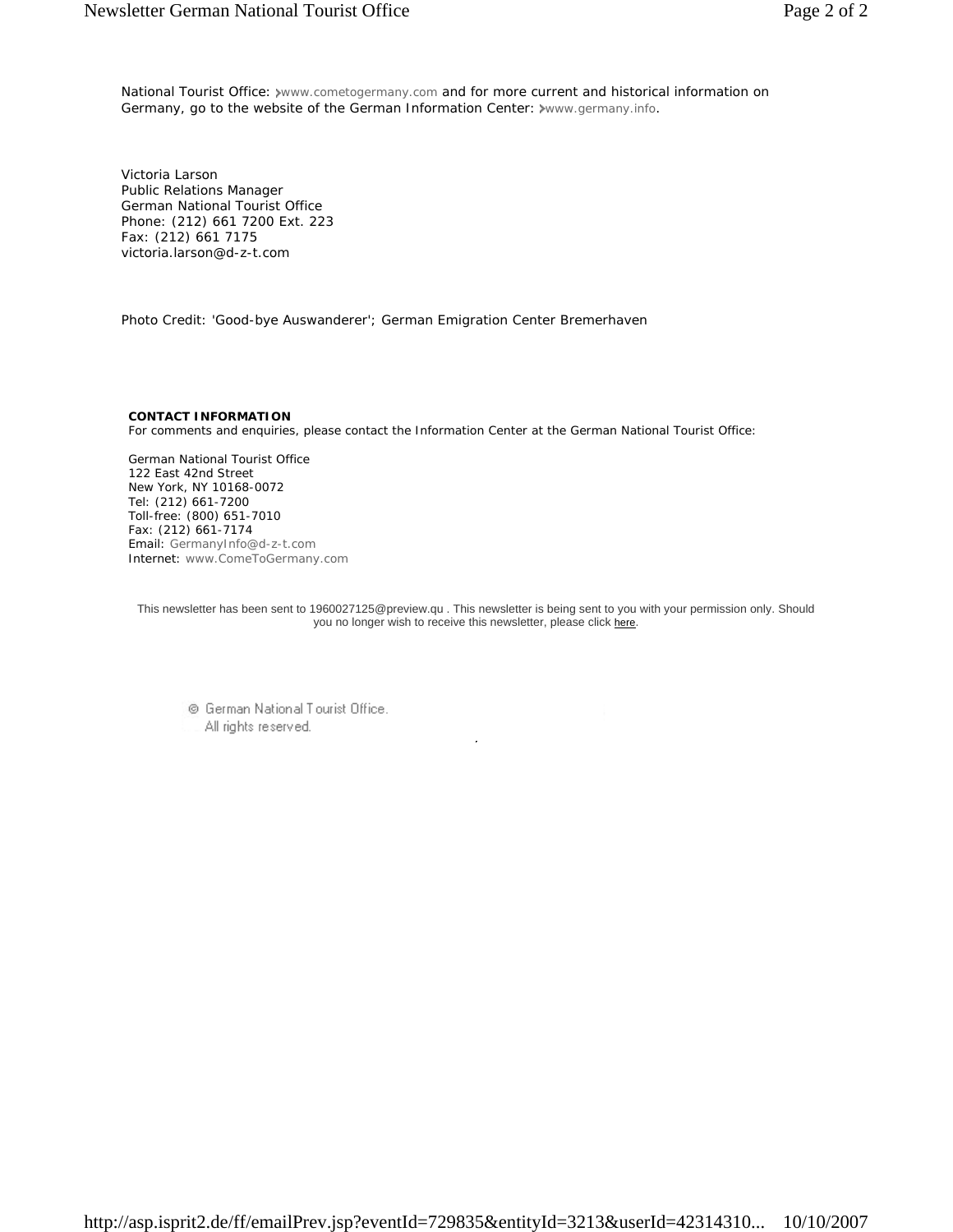National Tourist Office: ›www.cometogermany.com and for more current and historical information on Germany, go to the website of the German Information Center: ›www.germany.info.

Victoria Larson  
Public Relations Manager  
German National Tourist Office  
Phone: (212) 661 7200 Ext. 223  
Fax: (212) 661 7175  
victoria.larson@d-z-t.com

Photo Credit: 'Good-bye Auswanderer'; German Emigration Center Bremerhaven

**CONTACT INFORMATION**  
For comments and enquiries, please contact the Information Center at the German National Tourist Office:

German National Tourist Office  
122 East 42nd Street  
New York, NY 10168-0072  
Tel: (212) 661-7200  
Toll-free: (800) 651-7010  
Fax: (212) 661-7174  
Email: GermanyInfo@d-z-t.com  
Internet: www.ComeToGermany.com

This newsletter has been sent to 1960027125@preview.qu . This newsletter is being sent to you with your permission only. Should you no longer wish to receive this newsletter, please click here.

© German National Tourist Office.  
All rights reserved.